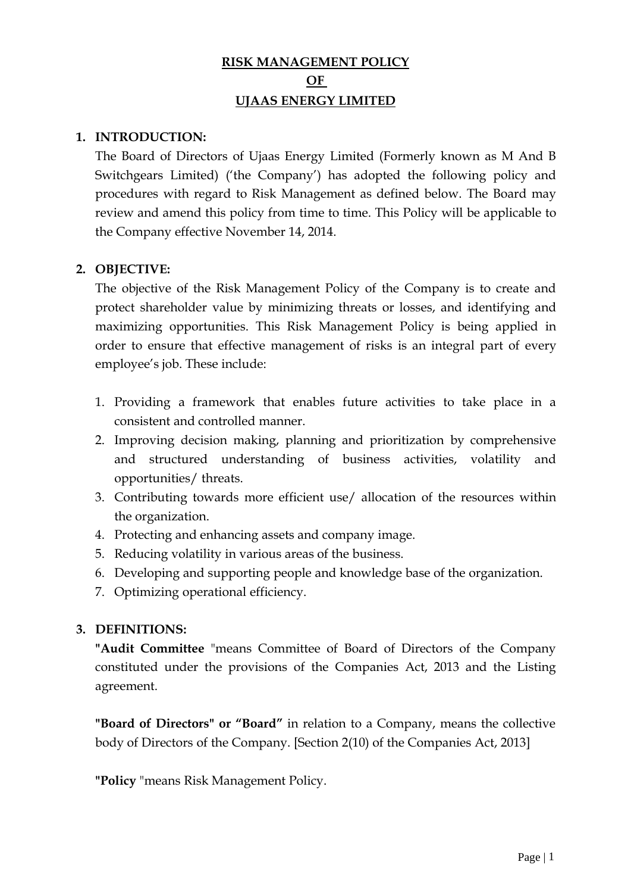# RISK MANAGEMENT POLICY
# OF
# UJAAS ENERGY LIMITED

## 1. INTRODUCTION:

The Board of Directors of Ujaas Energy Limited (Formerly known as M And B Switchgears Limited) ('the Company') has adopted the following policy and procedures with regard to Risk Management as defined below. The Board may review and amend this policy from time to time. This Policy will be applicable to the Company effective November 14, 2014.

## 2. OBJECTIVE:

The objective of the Risk Management Policy of the Company is to create and protect shareholder value by minimizing threats or losses, and identifying and maximizing opportunities. This Risk Management Policy is being applied in order to ensure that effective management of risks is an integral part of every employee's job. These include:

1. Providing a framework that enables future activities to take place in a consistent and controlled manner.
2. Improving decision making, planning and prioritization by comprehensive and structured understanding of business activities, volatility and opportunities/ threats.
3. Contributing towards more efficient use/ allocation of the resources within the organization.
4. Protecting and enhancing assets and company image.
5. Reducing volatility in various areas of the business.
6. Developing and supporting people and knowledge base of the organization.
7. Optimizing operational efficiency.

## 3. DEFINITIONS:

**"Audit Committee** "means Committee of Board of Directors of the Company constituted under the provisions of the Companies Act, 2013 and the Listing agreement.

**"Board of Directors" or "Board"** in relation to a Company, means the collective body of Directors of the Company. [Section 2(10) of the Companies Act, 2013]

**"Policy** "means Risk Management Policy.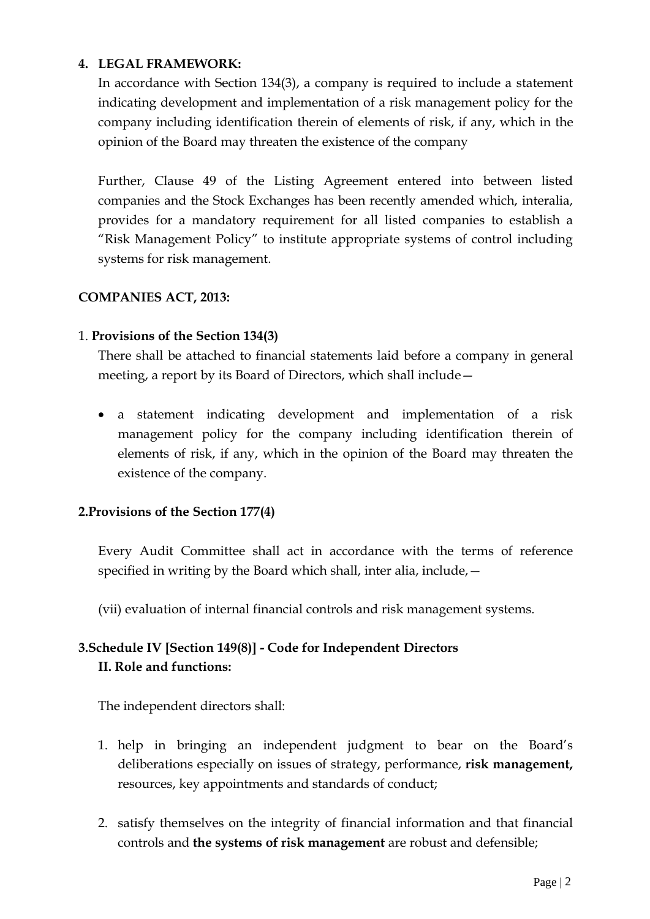## 4. LEGAL FRAMEWORK:

In accordance with Section 134(3), a company is required to include a statement indicating development and implementation of a risk management policy for the company including identification therein of elements of risk, if any, which in the opinion of the Board may threaten the existence of the company

Further, Clause 49 of the Listing Agreement entered into between listed companies and the Stock Exchanges has been recently amended which, interalia, provides for a mandatory requirement for all listed companies to establish a "Risk Management Policy" to institute appropriate systems of control including systems for risk management.

### COMPANIES ACT, 2013:

1. **Provisions of the Section 134(3)**

There shall be attached to financial statements laid before a company in general meeting, a report by its Board of Directors, which shall include—

- a statement indicating development and implementation of a risk management policy for the company including identification therein of elements of risk, if any, which in the opinion of the Board may threaten the existence of the company.

**2.Provisions of the Section 177(4)**

Every Audit Committee shall act in accordance with the terms of reference specified in writing by the Board which shall, inter alia, include,—

(vii) evaluation of internal financial controls and risk management systems.

**3.Schedule IV [Section 149(8)] - Code for Independent Directors**
**II. Role and functions:**

The independent directors shall:

1. help in bringing an independent judgment to bear on the Board's deliberations especially on issues of strategy, performance, **risk management,** resources, key appointments and standards of conduct;
2. satisfy themselves on the integrity of financial information and that financial controls and **the systems of risk management** are robust and defensible;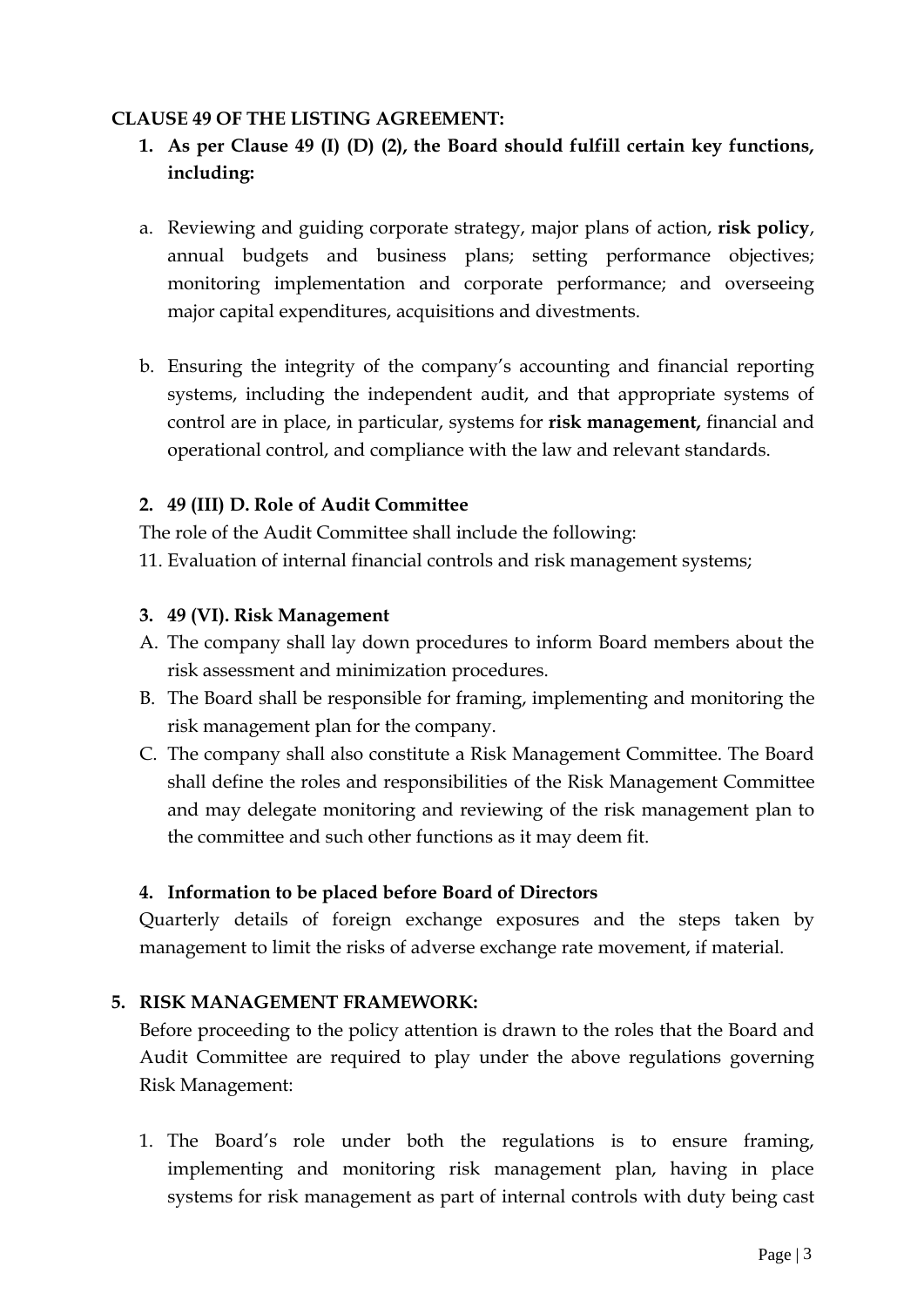**CLAUSE 49 OF THE LISTING AGREEMENT:**

1. **As per Clause 49 (I) (D) (2), the Board should fulfill certain key functions, including:**

a. Reviewing and guiding corporate strategy, major plans of action, **risk policy**, annual budgets and business plans; setting performance objectives; monitoring implementation and corporate performance; and overseeing major capital expenditures, acquisitions and divestments.

b. Ensuring the integrity of the company's accounting and financial reporting systems, including the independent audit, and that appropriate systems of control are in place, in particular, systems for **risk management,** financial and operational control, and compliance with the law and relevant standards.

2. **49 (III) D. Role of Audit Committee**

The role of the Audit Committee shall include the following:

11. Evaluation of internal financial controls and risk management systems;

3. **49 (VI). Risk Management**

A. The company shall lay down procedures to inform Board members about the risk assessment and minimization procedures.
B. The Board shall be responsible for framing, implementing and monitoring the risk management plan for the company.
C. The company shall also constitute a Risk Management Committee. The Board shall define the roles and responsibilities of the Risk Management Committee and may delegate monitoring and reviewing of the risk management plan to the committee and such other functions as it may deem fit.

4. **Information to be placed before Board of Directors**

Quarterly details of foreign exchange exposures and the steps taken by management to limit the risks of adverse exchange rate movement, if material.

5. **RISK MANAGEMENT FRAMEWORK:**

Before proceeding to the policy attention is drawn to the roles that the Board and Audit Committee are required to play under the above regulations governing Risk Management:

1. The Board's role under both the regulations is to ensure framing, implementing and monitoring risk management plan, having in place systems for risk management as part of internal controls with duty being cast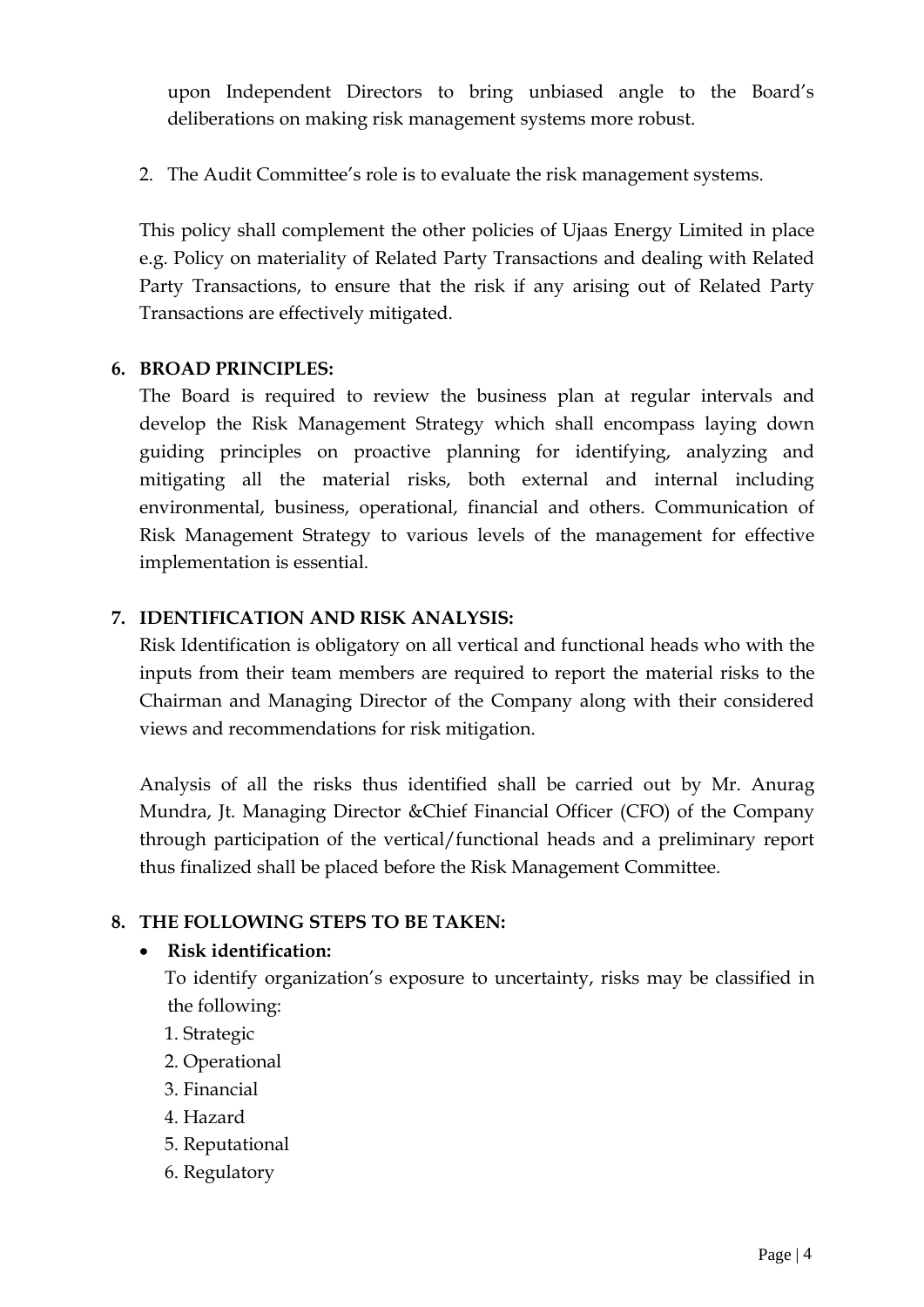upon Independent Directors to bring unbiased angle to the Board's deliberations on making risk management systems more robust.

2. The Audit Committee's role is to evaluate the risk management systems.

This policy shall complement the other policies of Ujaas Energy Limited in place e.g. Policy on materiality of Related Party Transactions and dealing with Related Party Transactions, to ensure that the risk if any arising out of Related Party Transactions are effectively mitigated.

## 6. BROAD PRINCIPLES:

The Board is required to review the business plan at regular intervals and develop the Risk Management Strategy which shall encompass laying down guiding principles on proactive planning for identifying, analyzing and mitigating all the material risks, both external and internal including environmental, business, operational, financial and others. Communication of Risk Management Strategy to various levels of the management for effective implementation is essential.

## 7. IDENTIFICATION AND RISK ANALYSIS:

Risk Identification is obligatory on all vertical and functional heads who with the inputs from their team members are required to report the material risks to the Chairman and Managing Director of the Company along with their considered views and recommendations for risk mitigation.

Analysis of all the risks thus identified shall be carried out by Mr. Anurag Mundra, Jt. Managing Director &Chief Financial Officer (CFO) of the Company through participation of the vertical/functional heads and a preliminary report thus finalized shall be placed before the Risk Management Committee.

## 8. THE FOLLOWING STEPS TO BE TAKEN:

- **Risk identification:**

  To identify organization's exposure to uncertainty, risks may be classified in the following:

  1. Strategic
  2. Operational
  3. Financial
  4. Hazard
  5. Reputational
  6. Regulatory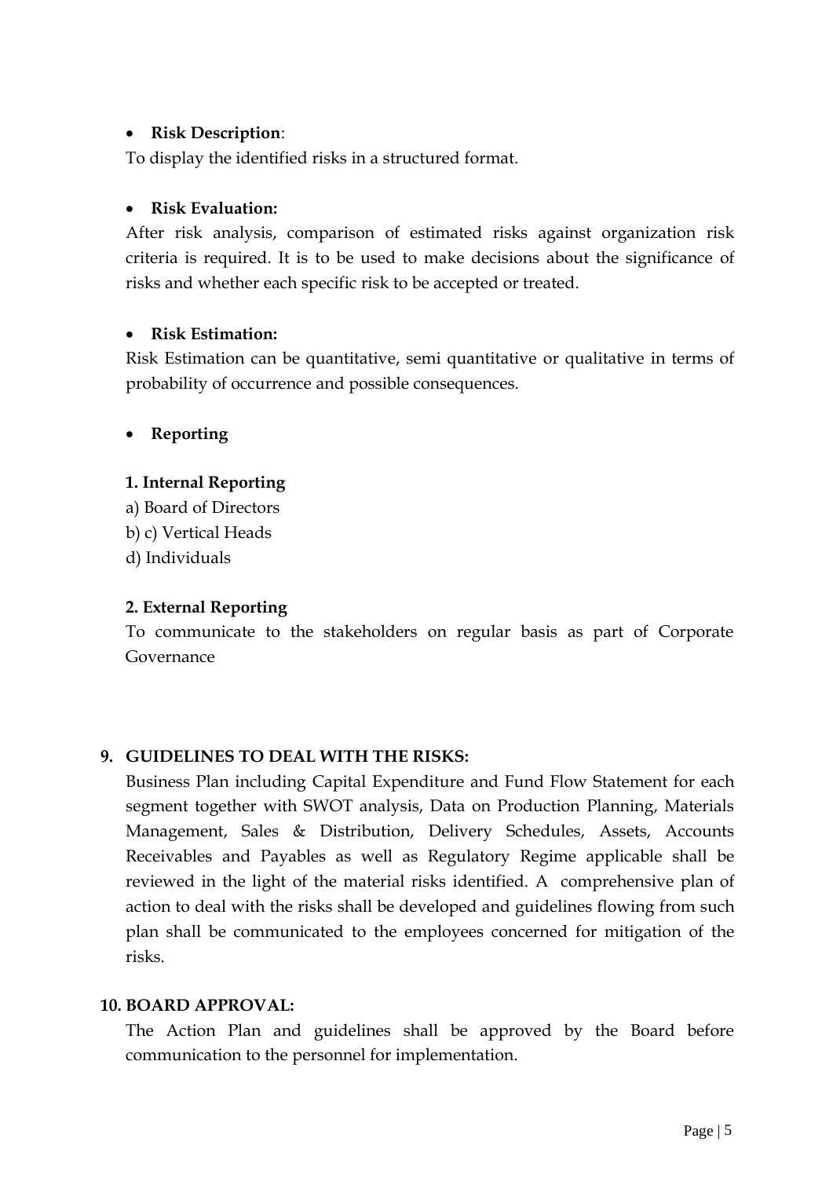- **Risk Description**:

To display the identified risks in a structured format.

- **Risk Evaluation:**

After risk analysis, comparison of estimated risks against organization risk criteria is required. It is to be used to make decisions about the significance of risks and whether each specific risk to be accepted or treated.

- **Risk Estimation:**

Risk Estimation can be quantitative, semi quantitative or qualitative in terms of probability of occurrence and possible consequences.

- **Reporting**

**1. Internal Reporting**

a) Board of Directors
b) c) Vertical Heads
d) Individuals

**2. External Reporting**

To communicate to the stakeholders on regular basis as part of Corporate Governance

## 9. GUIDELINES TO DEAL WITH THE RISKS:

Business Plan including Capital Expenditure and Fund Flow Statement for each segment together with SWOT analysis, Data on Production Planning, Materials Management, Sales & Distribution, Delivery Schedules, Assets, Accounts Receivables and Payables as well as Regulatory Regime applicable shall be reviewed in the light of the material risks identified. A comprehensive plan of action to deal with the risks shall be developed and guidelines flowing from such plan shall be communicated to the employees concerned for mitigation of the risks.

## 10. BOARD APPROVAL:

The Action Plan and guidelines shall be approved by the Board before communication to the personnel for implementation.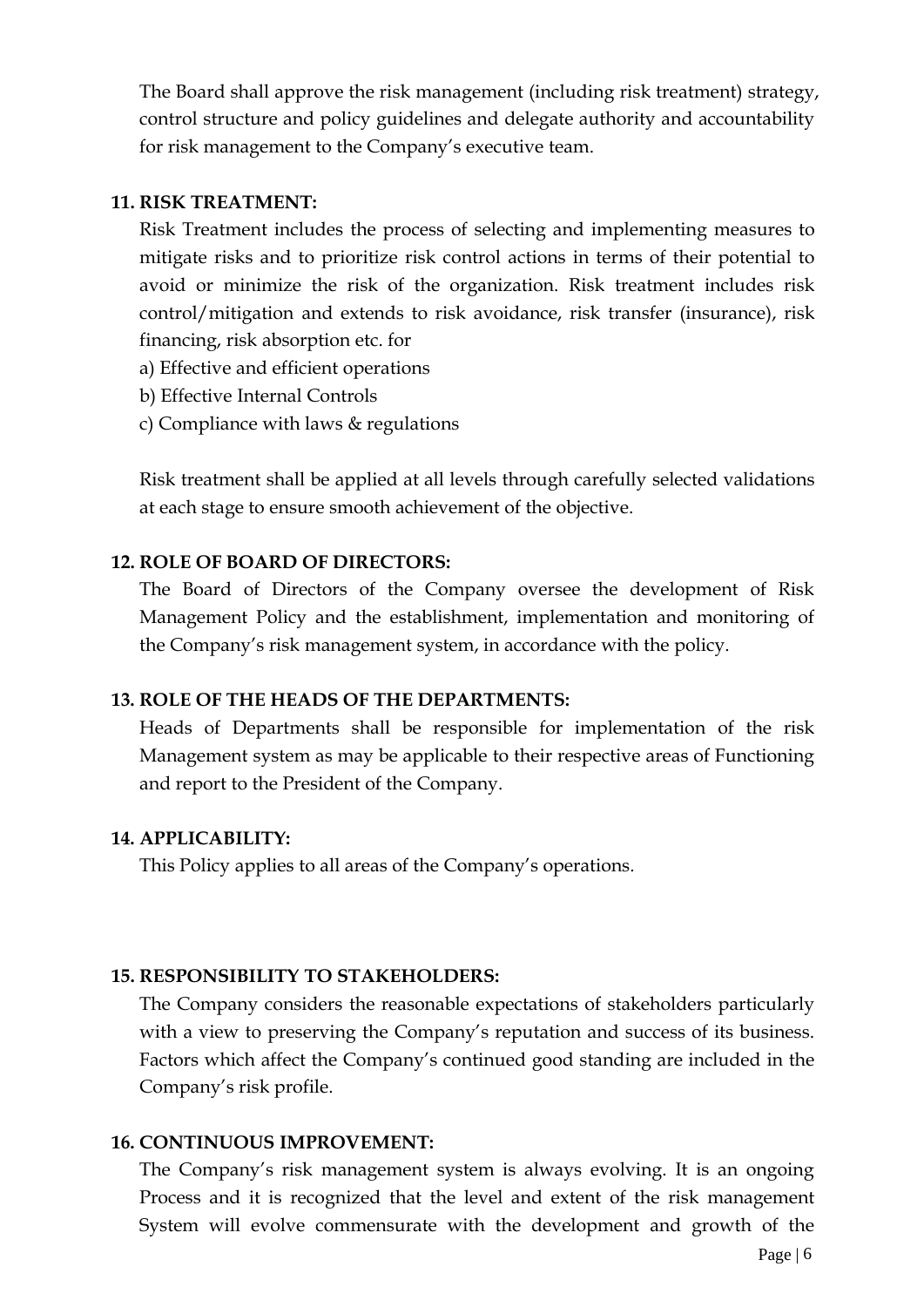The Board shall approve the risk management (including risk treatment) strategy, control structure and policy guidelines and delegate authority and accountability for risk management to the Company's executive team.

**11. RISK TREATMENT:**

Risk Treatment includes the process of selecting and implementing measures to mitigate risks and to prioritize risk control actions in terms of their potential to avoid or minimize the risk of the organization. Risk treatment includes risk control/mitigation and extends to risk avoidance, risk transfer (insurance), risk financing, risk absorption etc. for

a) Effective and efficient operations

b) Effective Internal Controls

c) Compliance with laws & regulations

Risk treatment shall be applied at all levels through carefully selected validations at each stage to ensure smooth achievement of the objective.

**12. ROLE OF BOARD OF DIRECTORS:**

The Board of Directors of the Company oversee the development of Risk Management Policy and the establishment, implementation and monitoring of the Company's risk management system, in accordance with the policy.

**13. ROLE OF THE HEADS OF THE DEPARTMENTS:**

Heads of Departments shall be responsible for implementation of the risk Management system as may be applicable to their respective areas of Functioning and report to the President of the Company.

**14. APPLICABILITY:**

This Policy applies to all areas of the Company's operations.

**15. RESPONSIBILITY TO STAKEHOLDERS:**

The Company considers the reasonable expectations of stakeholders particularly with a view to preserving the Company's reputation and success of its business. Factors which affect the Company's continued good standing are included in the Company's risk profile.

**16. CONTINUOUS IMPROVEMENT:**

The Company's risk management system is always evolving. It is an ongoing Process and it is recognized that the level and extent of the risk management System will evolve commensurate with the development and growth of the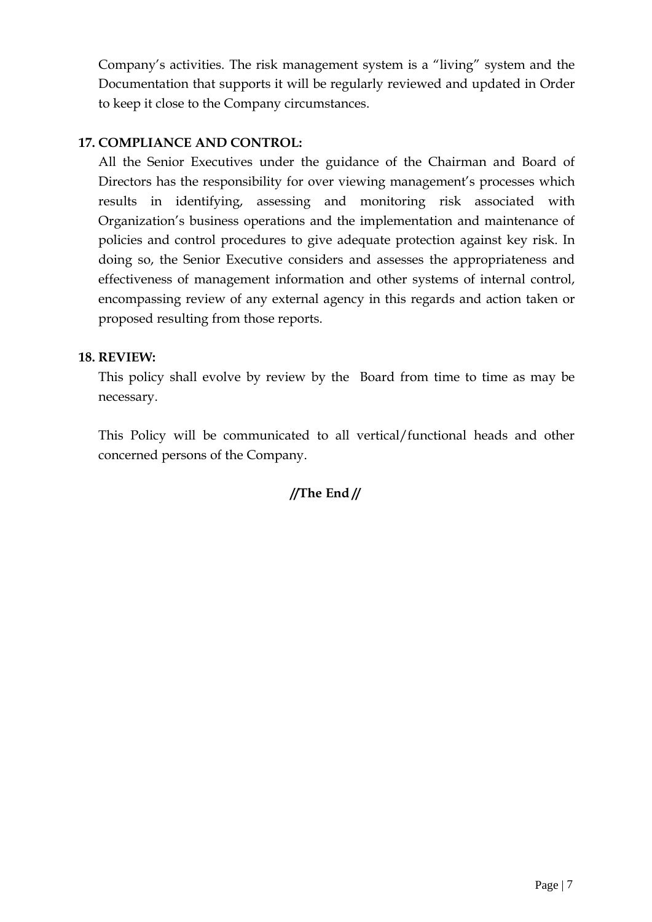Company's activities. The risk management system is a "living" system and the Documentation that supports it will be regularly reviewed and updated in Order to keep it close to the Company circumstances.

**17. COMPLIANCE AND CONTROL:**

All the Senior Executives under the guidance of the Chairman and Board of Directors has the responsibility for over viewing management's processes which results in identifying, assessing and monitoring risk associated with Organization's business operations and the implementation and maintenance of policies and control procedures to give adequate protection against key risk. In doing so, the Senior Executive considers and assesses the appropriateness and effectiveness of management information and other systems of internal control, encompassing review of any external agency in this regards and action taken or proposed resulting from those reports.

**18. REVIEW:**

This policy shall evolve by review by the Board from time to time as may be necessary.

This Policy will be communicated to all vertical/functional heads and other concerned persons of the Company.

**//The End //**